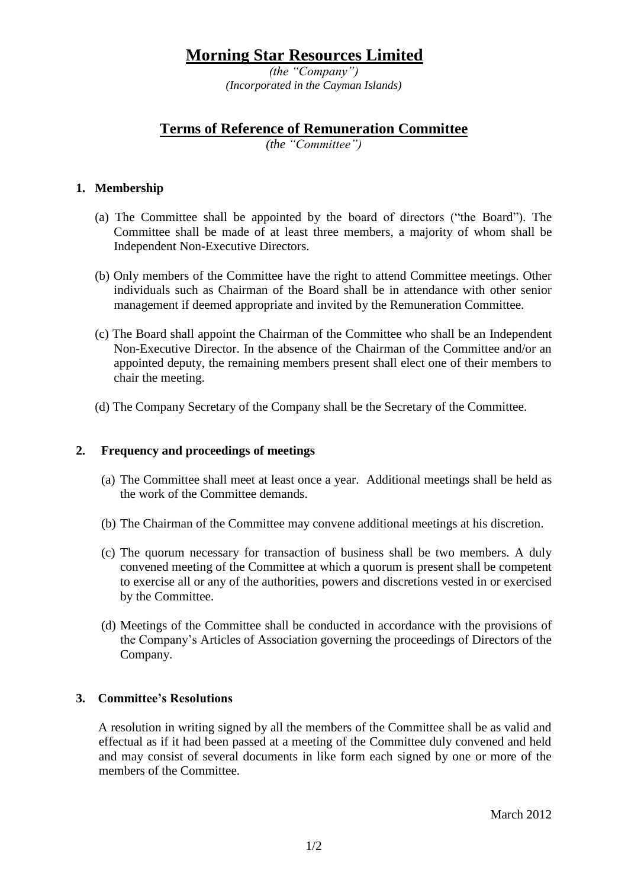# Morning Star Resources Limited

*(the "Company")*
*(Incorporated in the Cayman Islands)*

## Terms of Reference of Remuneration Committee

*(the "Committee")*

### 1. Membership

(a) The Committee shall be appointed by the board of directors ("the Board"). The Committee shall be made of at least three members, a majority of whom shall be Independent Non-Executive Directors.

(b) Only members of the Committee have the right to attend Committee meetings. Other individuals such as Chairman of the Board shall be in attendance with other senior management if deemed appropriate and invited by the Remuneration Committee.

(c) The Board shall appoint the Chairman of the Committee who shall be an Independent Non-Executive Director. In the absence of the Chairman of the Committee and/or an appointed deputy, the remaining members present shall elect one of their members to chair the meeting.

(d) The Company Secretary of the Company shall be the Secretary of the Committee.

### 2. Frequency and proceedings of meetings

(a) The Committee shall meet at least once a year. Additional meetings shall be held as the work of the Committee demands.

(b) The Chairman of the Committee may convene additional meetings at his discretion.

(c) The quorum necessary for transaction of business shall be two members. A duly convened meeting of the Committee at which a quorum is present shall be competent to exercise all or any of the authorities, powers and discretions vested in or exercised by the Committee.

(d) Meetings of the Committee shall be conducted in accordance with the provisions of the Company's Articles of Association governing the proceedings of Directors of the Company.

### 3. Committee's Resolutions

A resolution in writing signed by all the members of the Committee shall be as valid and effectual as if it had been passed at a meeting of the Committee duly convened and held and may consist of several documents in like form each signed by one or more of the members of the Committee.

March 2012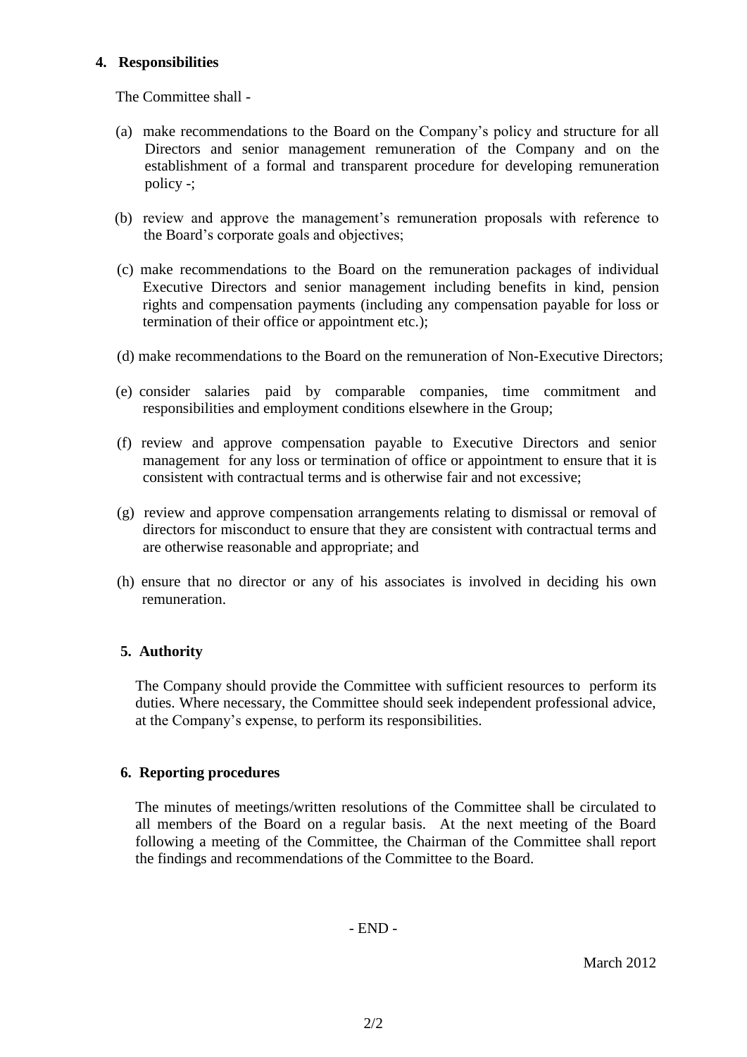## 4. Responsibilities

The Committee shall -

(a) make recommendations to the Board on the Company's policy and structure for all Directors and senior management remuneration of the Company and on the establishment of a formal and transparent procedure for developing remuneration policy -;

(b) review and approve the management's remuneration proposals with reference to the Board's corporate goals and objectives;

(c) make recommendations to the Board on the remuneration packages of individual Executive Directors and senior management including benefits in kind, pension rights and compensation payments (including any compensation payable for loss or termination of their office or appointment etc.);

(d) make recommendations to the Board on the remuneration of Non-Executive Directors;

(e) consider salaries paid by comparable companies, time commitment and responsibilities and employment conditions elsewhere in the Group;

(f) review and approve compensation payable to Executive Directors and senior management for any loss or termination of office or appointment to ensure that it is consistent with contractual terms and is otherwise fair and not excessive;

(g) review and approve compensation arrangements relating to dismissal or removal of directors for misconduct to ensure that they are consistent with contractual terms and are otherwise reasonable and appropriate; and

(h) ensure that no director or any of his associates is involved in deciding his own remuneration.

## 5. Authority

The Company should provide the Committee with sufficient resources to perform its duties. Where necessary, the Committee should seek independent professional advice, at the Company's expense, to perform its responsibilities.

## 6. Reporting procedures

The minutes of meetings/written resolutions of the Committee shall be circulated to all members of the Board on a regular basis. At the next meeting of the Board following a meeting of the Committee, the Chairman of the Committee shall report the findings and recommendations of the Committee to the Board.

- END -

March 2012